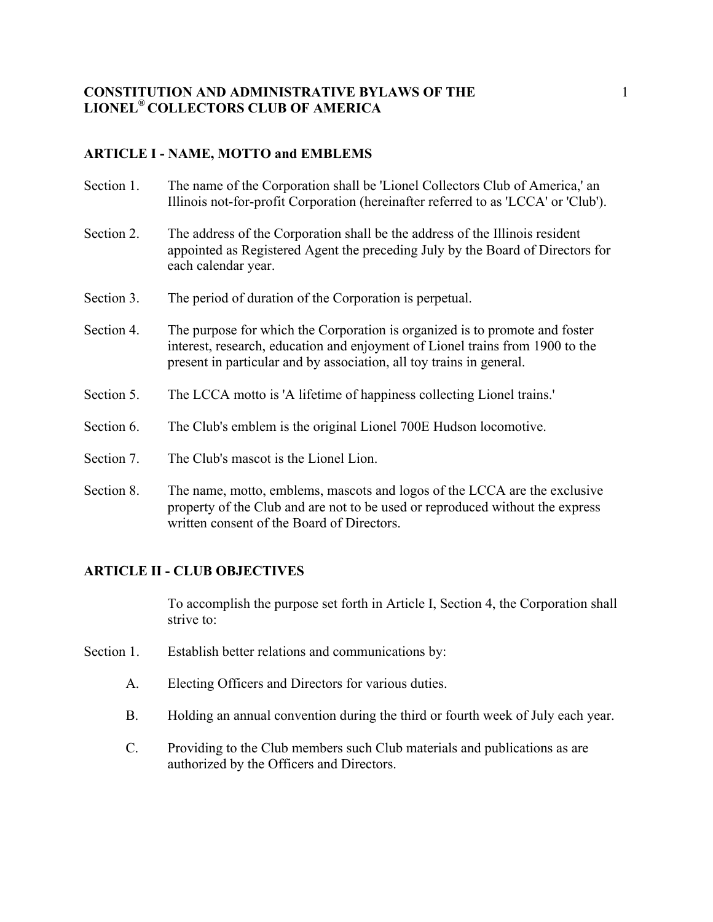# CONSTITUTION AND ADMINISTRATIVE BYLAWS OF THE LIONEL® COLLECTORS CLUB OF AMERICA

## ARTICLE I - NAME, MOTTO and EMBLEMS

Section 1. The name of the Corporation shall be 'Lionel Collectors Club of America,' an Illinois not-for-profit Corporation (hereinafter referred to as 'LCCA' or 'Club').

Section 2. The address of the Corporation shall be the address of the Illinois resident appointed as Registered Agent the preceding July by the Board of Directors for each calendar year.

Section 3. The period of duration of the Corporation is perpetual.

Section 4. The purpose for which the Corporation is organized is to promote and foster interest, research, education and enjoyment of Lionel trains from 1900 to the present in particular and by association, all toy trains in general.

Section 5. The LCCA motto is 'A lifetime of happiness collecting Lionel trains.'

Section 6. The Club's emblem is the original Lionel 700E Hudson locomotive.

Section 7. The Club's mascot is the Lionel Lion.

Section 8. The name, motto, emblems, mascots and logos of the LCCA are the exclusive property of the Club and are not to be used or reproduced without the express written consent of the Board of Directors.

## ARTICLE II - CLUB OBJECTIVES

To accomplish the purpose set forth in Article I, Section 4, the Corporation shall strive to:

Section 1. Establish better relations and communications by:

A. Electing Officers and Directors for various duties.

B. Holding an annual convention during the third or fourth week of July each year.

C. Providing to the Club members such Club materials and publications as are authorized by the Officers and Directors.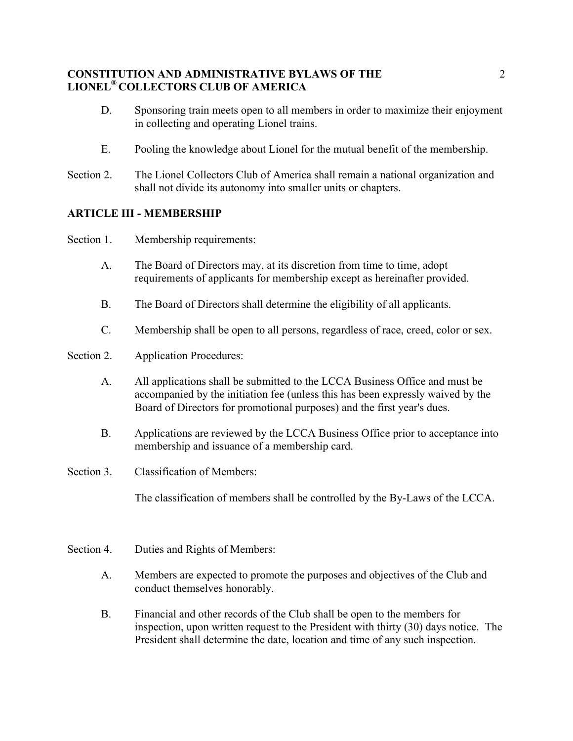D. Sponsoring train meets open to all members in order to maximize their enjoyment in collecting and operating Lionel trains.

E. Pooling the knowledge about Lionel for the mutual benefit of the membership.

Section 2. The Lionel Collectors Club of America shall remain a national organization and shall not divide its autonomy into smaller units or chapters.

## ARTICLE III - MEMBERSHIP

Section 1. Membership requirements:

A. The Board of Directors may, at its discretion from time to time, adopt requirements of applicants for membership except as hereinafter provided.

B. The Board of Directors shall determine the eligibility of all applicants.

C. Membership shall be open to all persons, regardless of race, creed, color or sex.

Section 2. Application Procedures:

A. All applications shall be submitted to the LCCA Business Office and must be accompanied by the initiation fee (unless this has been expressly waived by the Board of Directors for promotional purposes) and the first year's dues.

B. Applications are reviewed by the LCCA Business Office prior to acceptance into membership and issuance of a membership card.

Section 3. Classification of Members:

The classification of members shall be controlled by the By-Laws of the LCCA.

Section 4. Duties and Rights of Members:

A. Members are expected to promote the purposes and objectives of the Club and conduct themselves honorably.

B. Financial and other records of the Club shall be open to the members for inspection, upon written request to the President with thirty (30) days notice. The President shall determine the date, location and time of any such inspection.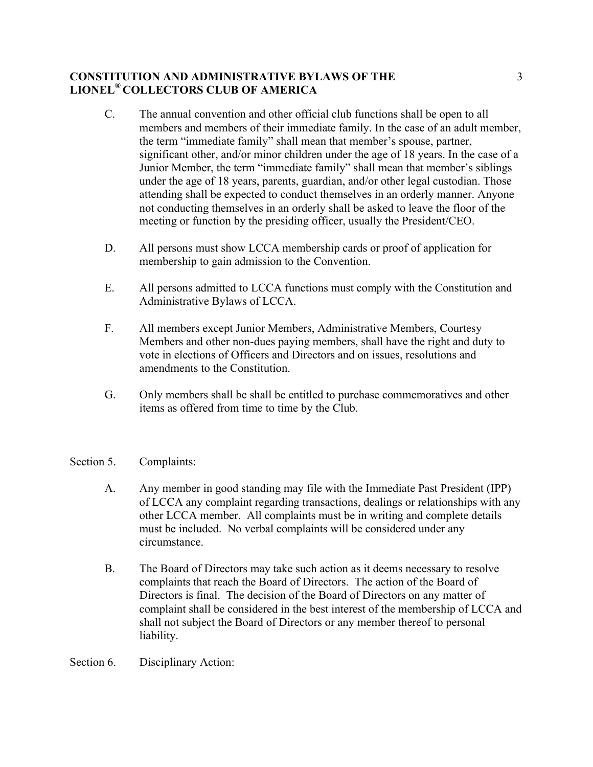C. The annual convention and other official club functions shall be open to all members and members of their immediate family. In the case of an adult member, the term "immediate family" shall mean that member's spouse, partner, significant other, and/or minor children under the age of 18 years. In the case of a Junior Member, the term "immediate family" shall mean that member's siblings under the age of 18 years, parents, guardian, and/or other legal custodian. Those attending shall be expected to conduct themselves in an orderly manner. Anyone not conducting themselves in an orderly shall be asked to leave the floor of the meeting or function by the presiding officer, usually the President/CEO.

D. All persons must show LCCA membership cards or proof of application for membership to gain admission to the Convention.

E. All persons admitted to LCCA functions must comply with the Constitution and Administrative Bylaws of LCCA.

F. All members except Junior Members, Administrative Members, Courtesy Members and other non-dues paying members, shall have the right and duty to vote in elections of Officers and Directors and on issues, resolutions and amendments to the Constitution.

G. Only members shall be shall be entitled to purchase commemoratives and other items as offered from time to time by the Club.

Section 5. Complaints:

A. Any member in good standing may file with the Immediate Past President (IPP) of LCCA any complaint regarding transactions, dealings or relationships with any other LCCA member. All complaints must be in writing and complete details must be included. No verbal complaints will be considered under any circumstance.

B. The Board of Directors may take such action as it deems necessary to resolve complaints that reach the Board of Directors. The action of the Board of Directors is final. The decision of the Board of Directors on any matter of complaint shall be considered in the best interest of the membership of LCCA and shall not subject the Board of Directors or any member thereof to personal liability.

Section 6. Disciplinary Action: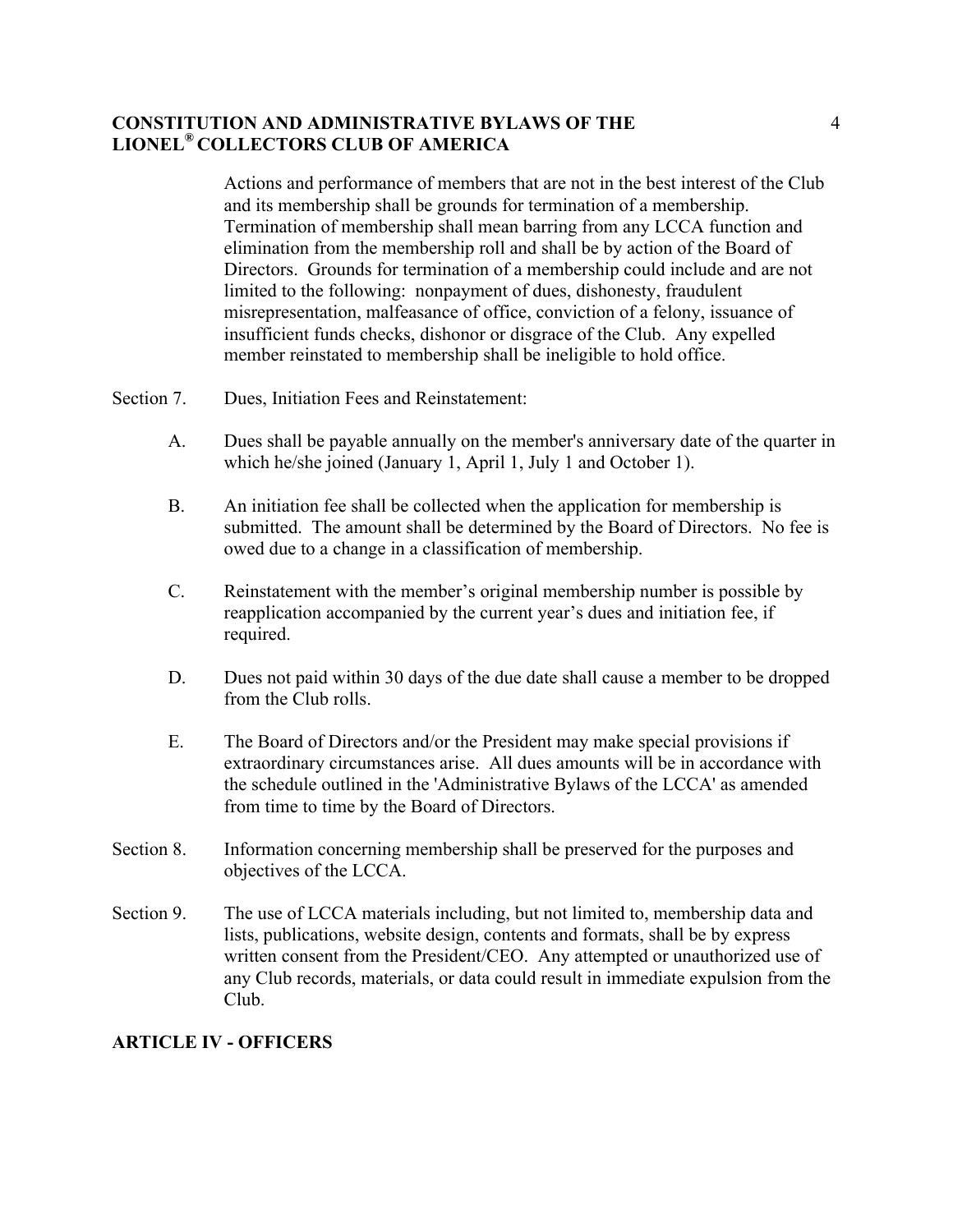Actions and performance of members that are not in the best interest of the Club and its membership shall be grounds for termination of a membership. Termination of membership shall mean barring from any LCCA function and elimination from the membership roll and shall be by action of the Board of Directors. Grounds for termination of a membership could include and are not limited to the following: nonpayment of dues, dishonesty, fraudulent misrepresentation, malfeasance of office, conviction of a felony, issuance of insufficient funds checks, dishonor or disgrace of the Club. Any expelled member reinstated to membership shall be ineligible to hold office.

Section 7. Dues, Initiation Fees and Reinstatement:

A. Dues shall be payable annually on the member's anniversary date of the quarter in which he/she joined (January 1, April 1, July 1 and October 1).

B. An initiation fee shall be collected when the application for membership is submitted. The amount shall be determined by the Board of Directors. No fee is owed due to a change in a classification of membership.

C. Reinstatement with the member's original membership number is possible by reapplication accompanied by the current year's dues and initiation fee, if required.

D. Dues not paid within 30 days of the due date shall cause a member to be dropped from the Club rolls.

E. The Board of Directors and/or the President may make special provisions if extraordinary circumstances arise. All dues amounts will be in accordance with the schedule outlined in the 'Administrative Bylaws of the LCCA' as amended from time to time by the Board of Directors.

Section 8. Information concerning membership shall be preserved for the purposes and objectives of the LCCA.

Section 9. The use of LCCA materials including, but not limited to, membership data and lists, publications, website design, contents and formats, shall be by express written consent from the President/CEO. Any attempted or unauthorized use of any Club records, materials, or data could result in immediate expulsion from the Club.

## ARTICLE IV - OFFICERS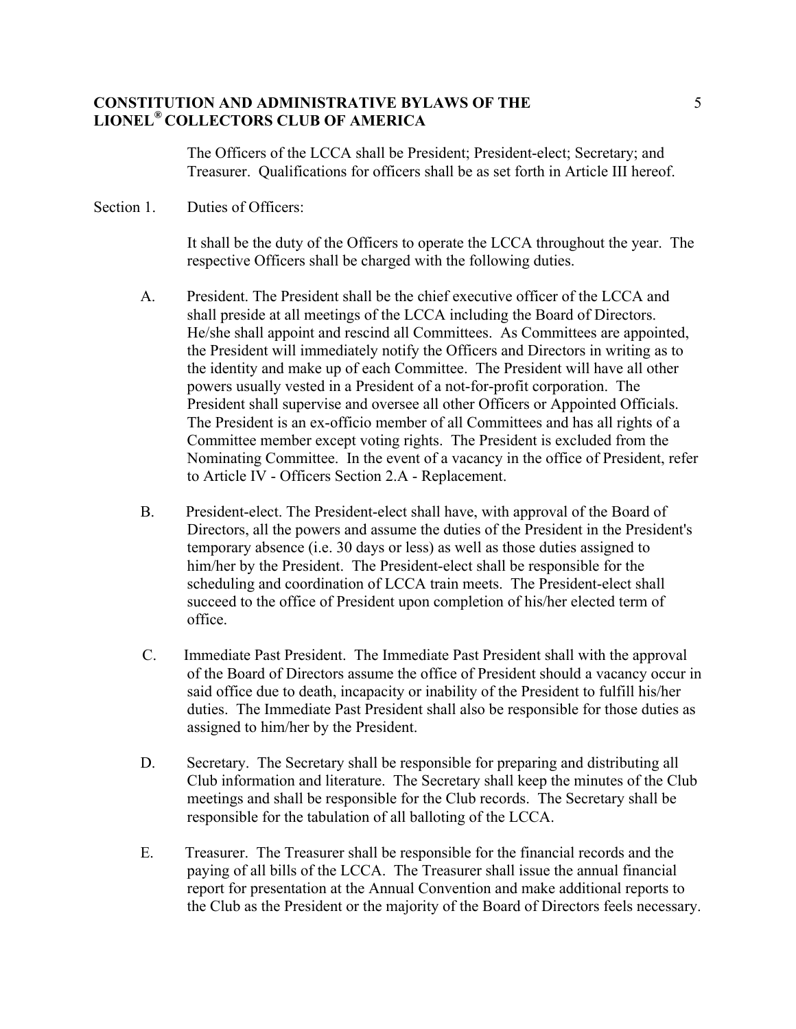The Officers of the LCCA shall be President; President-elect; Secretary; and Treasurer. Qualifications for officers shall be as set forth in Article III hereof.

Section 1. Duties of Officers:

It shall be the duty of the Officers to operate the LCCA throughout the year. The respective Officers shall be charged with the following duties.

A. President. The President shall be the chief executive officer of the LCCA and shall preside at all meetings of the LCCA including the Board of Directors. He/she shall appoint and rescind all Committees. As Committees are appointed, the President will immediately notify the Officers and Directors in writing as to the identity and make up of each Committee. The President will have all other powers usually vested in a President of a not-for-profit corporation. The President shall supervise and oversee all other Officers or Appointed Officials. The President is an ex-officio member of all Committees and has all rights of a Committee member except voting rights. The President is excluded from the Nominating Committee. In the event of a vacancy in the office of President, refer to Article IV - Officers Section 2.A - Replacement.

B. President-elect. The President-elect shall have, with approval of the Board of Directors, all the powers and assume the duties of the President in the President's temporary absence (i.e. 30 days or less) as well as those duties assigned to him/her by the President. The President-elect shall be responsible for the scheduling and coordination of LCCA train meets. The President-elect shall succeed to the office of President upon completion of his/her elected term of office.

C. Immediate Past President. The Immediate Past President shall with the approval of the Board of Directors assume the office of President should a vacancy occur in said office due to death, incapacity or inability of the President to fulfill his/her duties. The Immediate Past President shall also be responsible for those duties as assigned to him/her by the President.

D. Secretary. The Secretary shall be responsible for preparing and distributing all Club information and literature. The Secretary shall keep the minutes of the Club meetings and shall be responsible for the Club records. The Secretary shall be responsible for the tabulation of all balloting of the LCCA.

E. Treasurer. The Treasurer shall be responsible for the financial records and the paying of all bills of the LCCA. The Treasurer shall issue the annual financial report for presentation at the Annual Convention and make additional reports to the Club as the President or the majority of the Board of Directors feels necessary.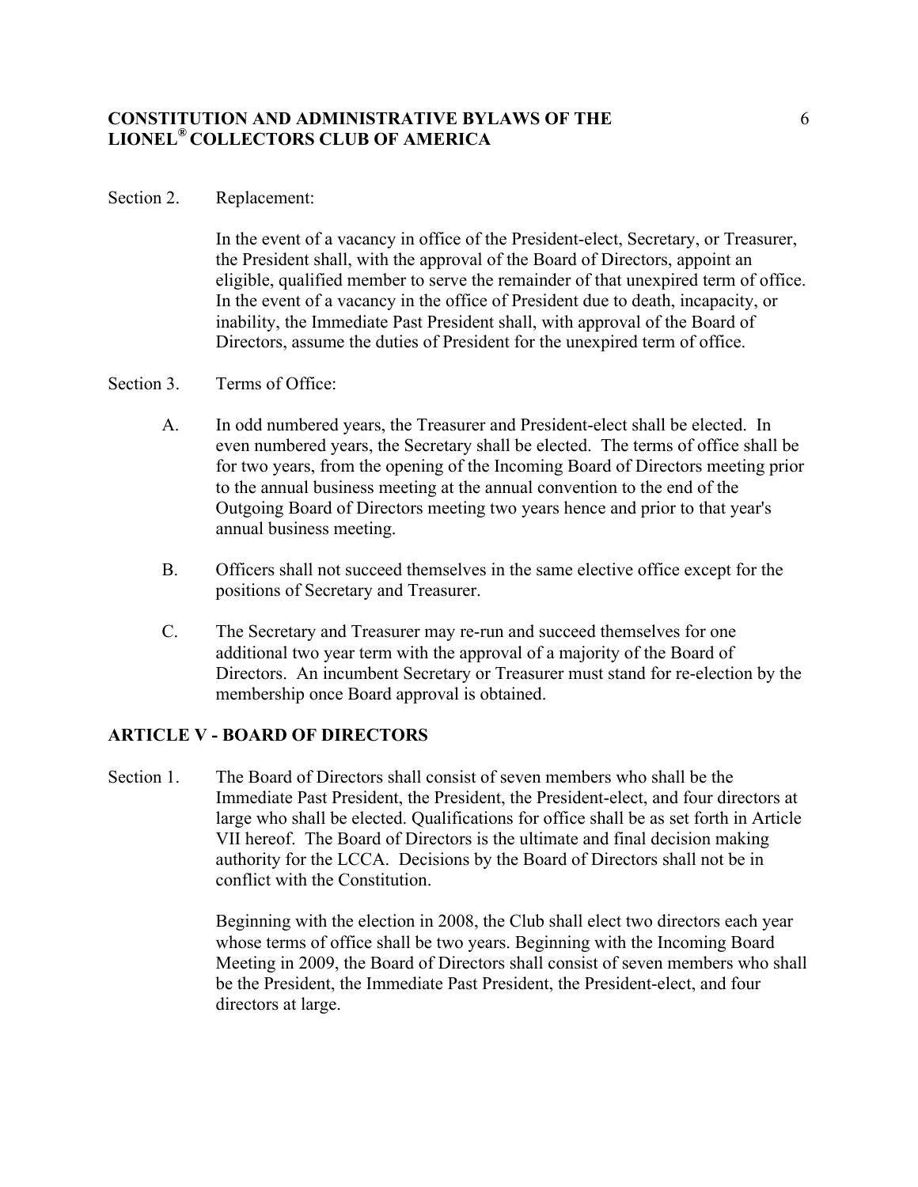Section 2. Replacement:

In the event of a vacancy in office of the President-elect, Secretary, or Treasurer, the President shall, with the approval of the Board of Directors, appoint an eligible, qualified member to serve the remainder of that unexpired term of office. In the event of a vacancy in the office of President due to death, incapacity, or inability, the Immediate Past President shall, with approval of the Board of Directors, assume the duties of President for the unexpired term of office.

Section 3. Terms of Office:

A. In odd numbered years, the Treasurer and President-elect shall be elected. In even numbered years, the Secretary shall be elected. The terms of office shall be for two years, from the opening of the Incoming Board of Directors meeting prior to the annual business meeting at the annual convention to the end of the Outgoing Board of Directors meeting two years hence and prior to that year's annual business meeting.

B. Officers shall not succeed themselves in the same elective office except for the positions of Secretary and Treasurer.

C. The Secretary and Treasurer may re-run and succeed themselves for one additional two year term with the approval of a majority of the Board of Directors. An incumbent Secretary or Treasurer must stand for re-election by the membership once Board approval is obtained.

## ARTICLE V - BOARD OF DIRECTORS

Section 1. The Board of Directors shall consist of seven members who shall be the Immediate Past President, the President, the President-elect, and four directors at large who shall be elected. Qualifications for office shall be as set forth in Article VII hereof. The Board of Directors is the ultimate and final decision making authority for the LCCA. Decisions by the Board of Directors shall not be in conflict with the Constitution.

Beginning with the election in 2008, the Club shall elect two directors each year whose terms of office shall be two years. Beginning with the Incoming Board Meeting in 2009, the Board of Directors shall consist of seven members who shall be the President, the Immediate Past President, the President-elect, and four directors at large.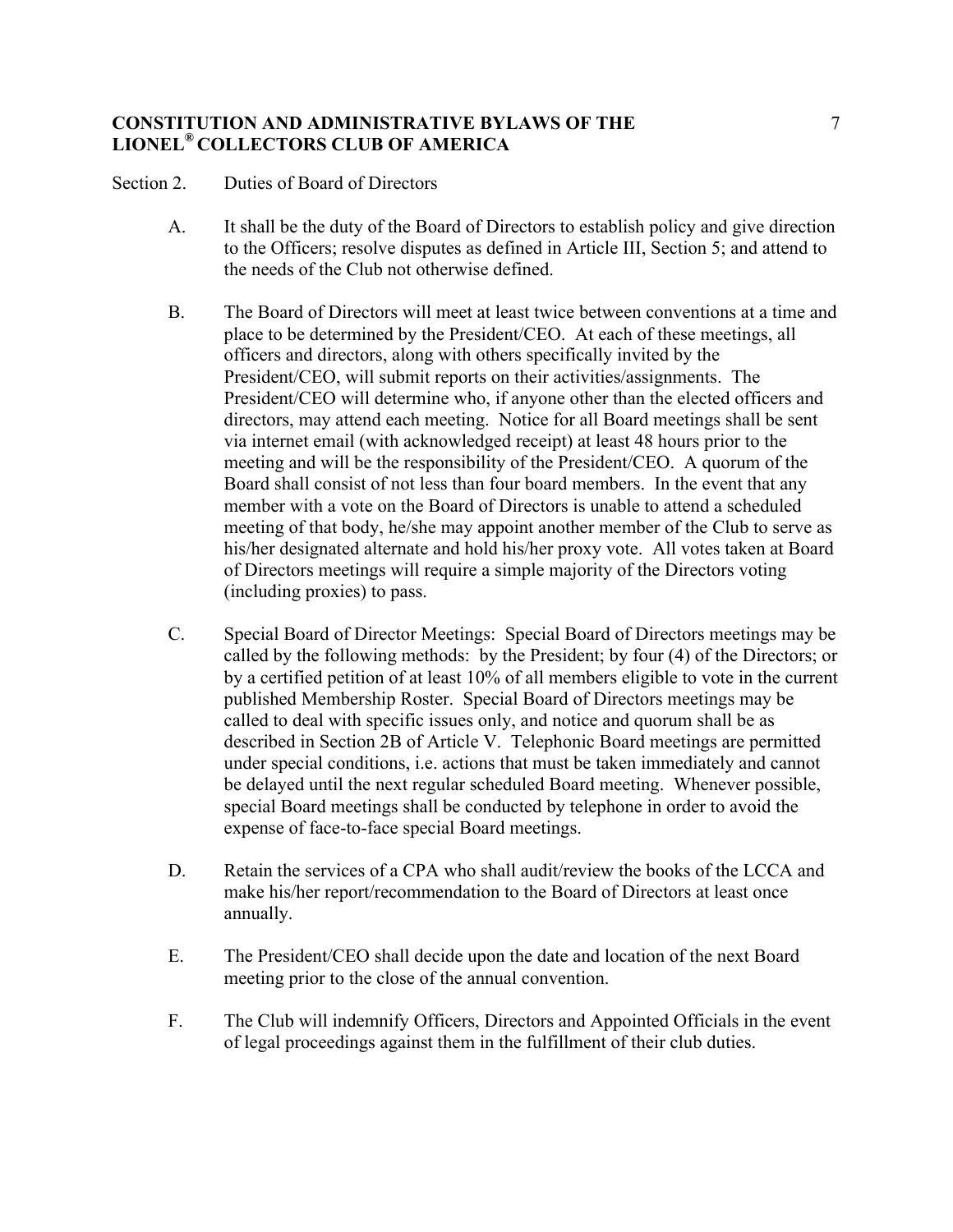Section 2. Duties of Board of Directors

A. It shall be the duty of the Board of Directors to establish policy and give direction to the Officers; resolve disputes as defined in Article III, Section 5; and attend to the needs of the Club not otherwise defined.

B. The Board of Directors will meet at least twice between conventions at a time and place to be determined by the President/CEO. At each of these meetings, all officers and directors, along with others specifically invited by the President/CEO, will submit reports on their activities/assignments. The President/CEO will determine who, if anyone other than the elected officers and directors, may attend each meeting. Notice for all Board meetings shall be sent via internet email (with acknowledged receipt) at least 48 hours prior to the meeting and will be the responsibility of the President/CEO. A quorum of the Board shall consist of not less than four board members. In the event that any member with a vote on the Board of Directors is unable to attend a scheduled meeting of that body, he/she may appoint another member of the Club to serve as his/her designated alternate and hold his/her proxy vote. All votes taken at Board of Directors meetings will require a simple majority of the Directors voting (including proxies) to pass.

C. Special Board of Director Meetings: Special Board of Directors meetings may be called by the following methods: by the President; by four (4) of the Directors; or by a certified petition of at least 10% of all members eligible to vote in the current published Membership Roster. Special Board of Directors meetings may be called to deal with specific issues only, and notice and quorum shall be as described in Section 2B of Article V. Telephonic Board meetings are permitted under special conditions, i.e. actions that must be taken immediately and cannot be delayed until the next regular scheduled Board meeting. Whenever possible, special Board meetings shall be conducted by telephone in order to avoid the expense of face-to-face special Board meetings.

D. Retain the services of a CPA who shall audit/review the books of the LCCA and make his/her report/recommendation to the Board of Directors at least once annually.

E. The President/CEO shall decide upon the date and location of the next Board meeting prior to the close of the annual convention.

F. The Club will indemnify Officers, Directors and Appointed Officials in the event of legal proceedings against them in the fulfillment of their club duties.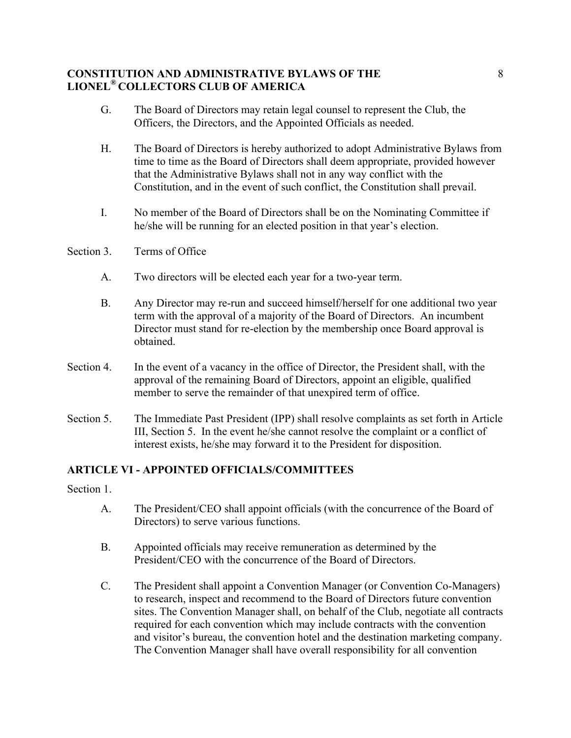G. The Board of Directors may retain legal counsel to represent the Club, the Officers, the Directors, and the Appointed Officials as needed.

H. The Board of Directors is hereby authorized to adopt Administrative Bylaws from time to time as the Board of Directors shall deem appropriate, provided however that the Administrative Bylaws shall not in any way conflict with the Constitution, and in the event of such conflict, the Constitution shall prevail.

I. No member of the Board of Directors shall be on the Nominating Committee if he/she will be running for an elected position in that year's election.

Section 3. Terms of Office

A. Two directors will be elected each year for a two-year term.

B. Any Director may re-run and succeed himself/herself for one additional two year term with the approval of a majority of the Board of Directors. An incumbent Director must stand for re-election by the membership once Board approval is obtained.

Section 4. In the event of a vacancy in the office of Director, the President shall, with the approval of the remaining Board of Directors, appoint an eligible, qualified member to serve the remainder of that unexpired term of office.

Section 5. The Immediate Past President (IPP) shall resolve complaints as set forth in Article III, Section 5. In the event he/she cannot resolve the complaint or a conflict of interest exists, he/she may forward it to the President for disposition.

## ARTICLE VI - APPOINTED OFFICIALS/COMMITTEES

Section 1.

A. The President/CEO shall appoint officials (with the concurrence of the Board of Directors) to serve various functions.

B. Appointed officials may receive remuneration as determined by the President/CEO with the concurrence of the Board of Directors.

C. The President shall appoint a Convention Manager (or Convention Co-Managers) to research, inspect and recommend to the Board of Directors future convention sites. The Convention Manager shall, on behalf of the Club, negotiate all contracts required for each convention which may include contracts with the convention and visitor's bureau, the convention hotel and the destination marketing company. The Convention Manager shall have overall responsibility for all convention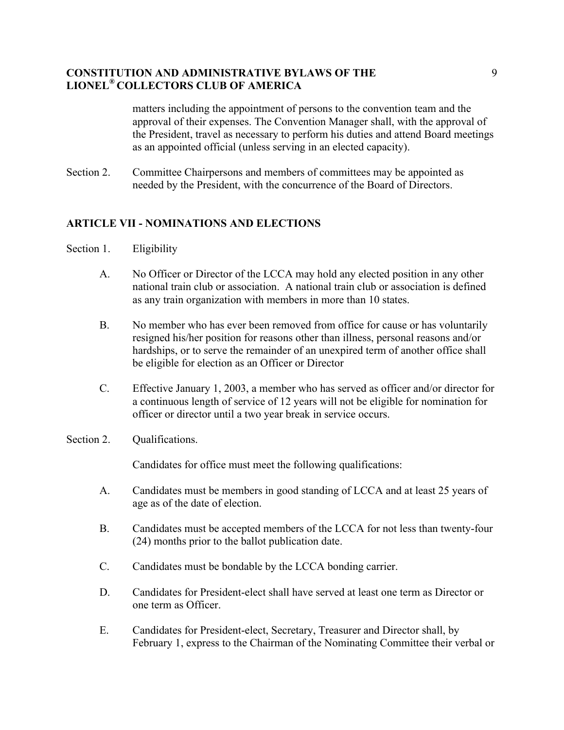matters including the appointment of persons to the convention team and the approval of their expenses. The Convention Manager shall, with the approval of the President, travel as necessary to perform his duties and attend Board meetings as an appointed official (unless serving in an elected capacity).

Section 2. Committee Chairpersons and members of committees may be appointed as needed by the President, with the concurrence of the Board of Directors.

## ARTICLE VII - NOMINATIONS AND ELECTIONS

Section 1. Eligibility

A. No Officer or Director of the LCCA may hold any elected position in any other national train club or association. A national train club or association is defined as any train organization with members in more than 10 states.

B. No member who has ever been removed from office for cause or has voluntarily resigned his/her position for reasons other than illness, personal reasons and/or hardships, or to serve the remainder of an unexpired term of another office shall be eligible for election as an Officer or Director

C. Effective January 1, 2003, a member who has served as officer and/or director for a continuous length of service of 12 years will not be eligible for nomination for officer or director until a two year break in service occurs.

Section 2. Qualifications.

Candidates for office must meet the following qualifications:

A. Candidates must be members in good standing of LCCA and at least 25 years of age as of the date of election.

B. Candidates must be accepted members of the LCCA for not less than twenty-four (24) months prior to the ballot publication date.

C. Candidates must be bondable by the LCCA bonding carrier.

D. Candidates for President-elect shall have served at least one term as Director or one term as Officer.

E. Candidates for President-elect, Secretary, Treasurer and Director shall, by February 1, express to the Chairman of the Nominating Committee their verbal or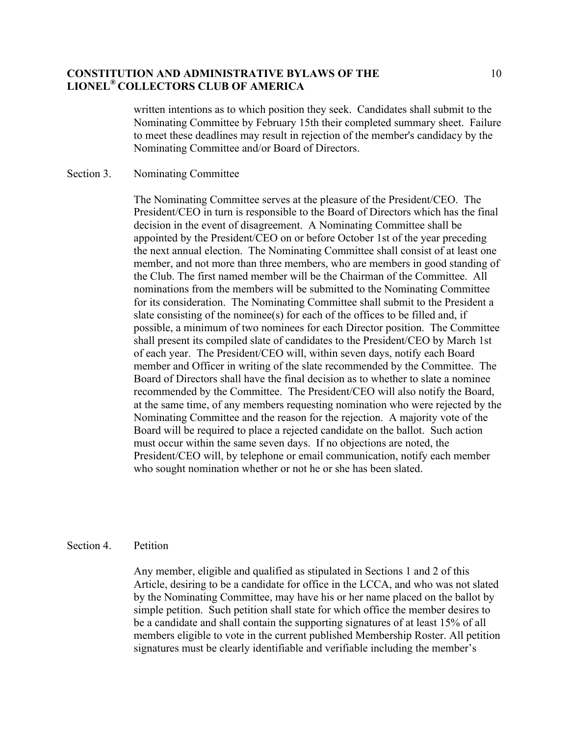written intentions as to which position they seek. Candidates shall submit to the Nominating Committee by February 15th their completed summary sheet. Failure to meet these deadlines may result in rejection of the member's candidacy by the Nominating Committee and/or Board of Directors.

Section 3. Nominating Committee

The Nominating Committee serves at the pleasure of the President/CEO. The President/CEO in turn is responsible to the Board of Directors which has the final decision in the event of disagreement. A Nominating Committee shall be appointed by the President/CEO on or before October 1st of the year preceding the next annual election. The Nominating Committee shall consist of at least one member, and not more than three members, who are members in good standing of the Club. The first named member will be the Chairman of the Committee. All nominations from the members will be submitted to the Nominating Committee for its consideration. The Nominating Committee shall submit to the President a slate consisting of the nominee(s) for each of the offices to be filled and, if possible, a minimum of two nominees for each Director position. The Committee shall present its compiled slate of candidates to the President/CEO by March 1st of each year. The President/CEO will, within seven days, notify each Board member and Officer in writing of the slate recommended by the Committee. The Board of Directors shall have the final decision as to whether to slate a nominee recommended by the Committee. The President/CEO will also notify the Board, at the same time, of any members requesting nomination who were rejected by the Nominating Committee and the reason for the rejection. A majority vote of the Board will be required to place a rejected candidate on the ballot. Such action must occur within the same seven days. If no objections are noted, the President/CEO will, by telephone or email communication, notify each member who sought nomination whether or not he or she has been slated.

Section 4. Petition

Any member, eligible and qualified as stipulated in Sections 1 and 2 of this Article, desiring to be a candidate for office in the LCCA, and who was not slated by the Nominating Committee, may have his or her name placed on the ballot by simple petition. Such petition shall state for which office the member desires to be a candidate and shall contain the supporting signatures of at least 15% of all members eligible to vote in the current published Membership Roster. All petition signatures must be clearly identifiable and verifiable including the member's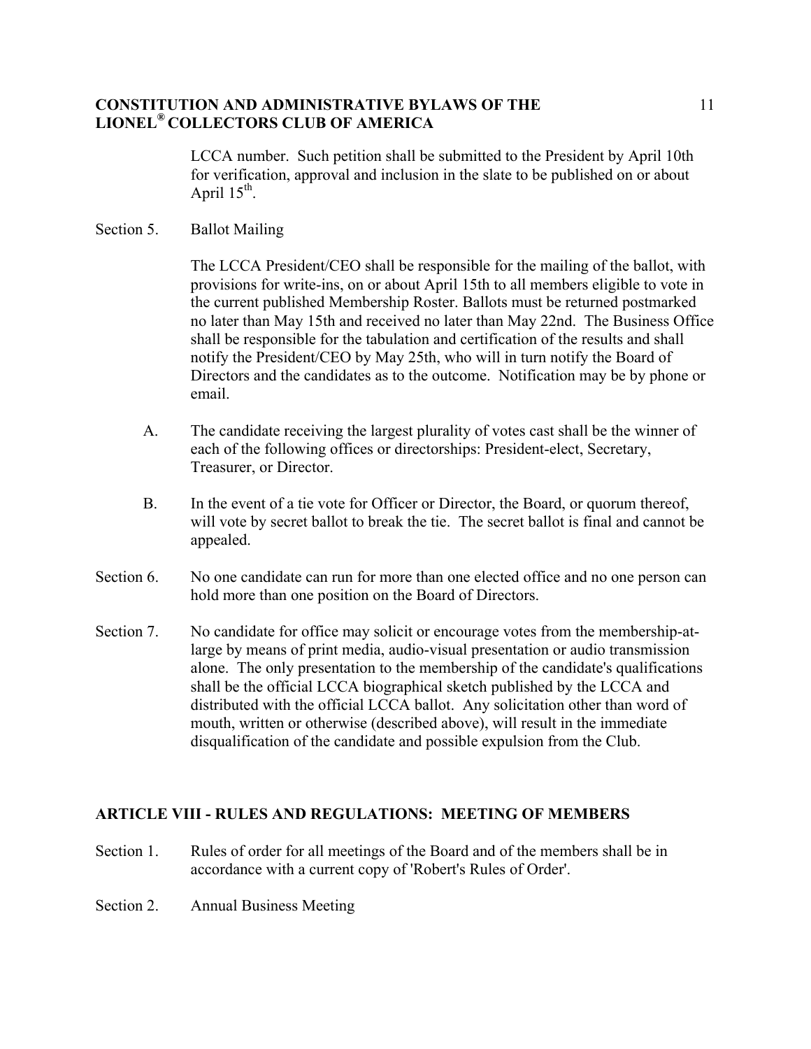LCCA number. Such petition shall be submitted to the President by April 10th for verification, approval and inclusion in the slate to be published on or about April 15th.

Section 5. Ballot Mailing

The LCCA President/CEO shall be responsible for the mailing of the ballot, with provisions for write-ins, on or about April 15th to all members eligible to vote in the current published Membership Roster. Ballots must be returned postmarked no later than May 15th and received no later than May 22nd. The Business Office shall be responsible for the tabulation and certification of the results and shall notify the President/CEO by May 25th, who will in turn notify the Board of Directors and the candidates as to the outcome. Notification may be by phone or email.

A. The candidate receiving the largest plurality of votes cast shall be the winner of each of the following offices or directorships: President-elect, Secretary, Treasurer, or Director.

B. In the event of a tie vote for Officer or Director, the Board, or quorum thereof, will vote by secret ballot to break the tie. The secret ballot is final and cannot be appealed.

Section 6. No one candidate can run for more than one elected office and no one person can hold more than one position on the Board of Directors.

Section 7. No candidate for office may solicit or encourage votes from the membership-at-large by means of print media, audio-visual presentation or audio transmission alone. The only presentation to the membership of the candidate's qualifications shall be the official LCCA biographical sketch published by the LCCA and distributed with the official LCCA ballot. Any solicitation other than word of mouth, written or otherwise (described above), will result in the immediate disqualification of the candidate and possible expulsion from the Club.

## ARTICLE VIII - RULES AND REGULATIONS: MEETING OF MEMBERS

Section 1. Rules of order for all meetings of the Board and of the members shall be in accordance with a current copy of 'Robert's Rules of Order'.

Section 2. Annual Business Meeting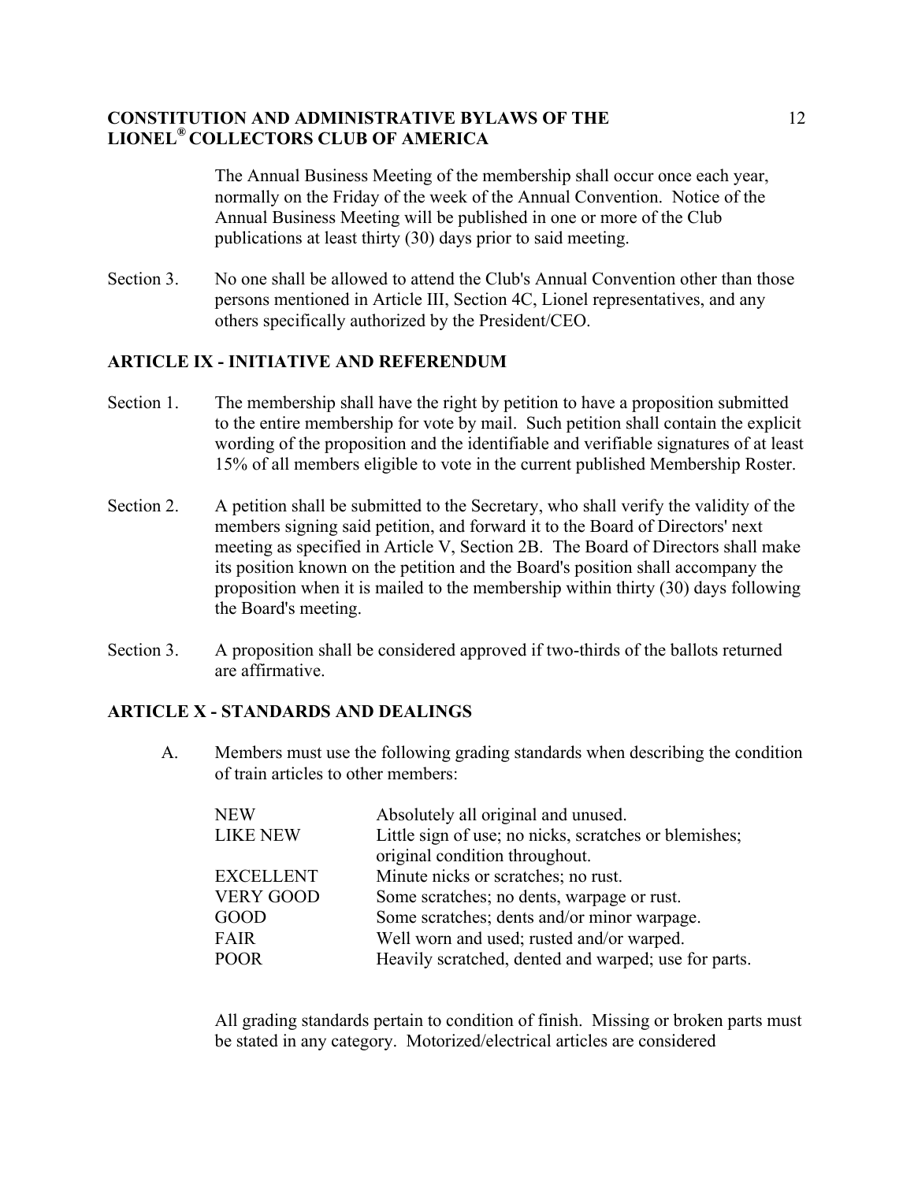The Annual Business Meeting of the membership shall occur once each year, normally on the Friday of the week of the Annual Convention. Notice of the Annual Business Meeting will be published in one or more of the Club publications at least thirty (30) days prior to said meeting.

Section 3. No one shall be allowed to attend the Club's Annual Convention other than those persons mentioned in Article III, Section 4C, Lionel representatives, and any others specifically authorized by the President/CEO.

## ARTICLE IX - INITIATIVE AND REFERENDUM

Section 1. The membership shall have the right by petition to have a proposition submitted to the entire membership for vote by mail. Such petition shall contain the explicit wording of the proposition and the identifiable and verifiable signatures of at least 15% of all members eligible to vote in the current published Membership Roster.

Section 2. A petition shall be submitted to the Secretary, who shall verify the validity of the members signing said petition, and forward it to the Board of Directors' next meeting as specified in Article V, Section 2B. The Board of Directors shall make its position known on the petition and the Board's position shall accompany the proposition when it is mailed to the membership within thirty (30) days following the Board's meeting.

Section 3. A proposition shall be considered approved if two-thirds of the ballots returned are affirmative.

## ARTICLE X - STANDARDS AND DEALINGS

A. Members must use the following grading standards when describing the condition of train articles to other members:

| Grade | Description |
|---|---|
| NEW | Absolutely all original and unused. |
| LIKE NEW | Little sign of use; no nicks, scratches or blemishes; original condition throughout. |
| EXCELLENT | Minute nicks or scratches; no rust. |
| VERY GOOD | Some scratches; no dents, warpage or rust. |
| GOOD | Some scratches; dents and/or minor warpage. |
| FAIR | Well worn and used; rusted and/or warped. |
| POOR | Heavily scratched, dented and warped; use for parts. |

All grading standards pertain to condition of finish. Missing or broken parts must be stated in any category. Motorized/electrical articles are considered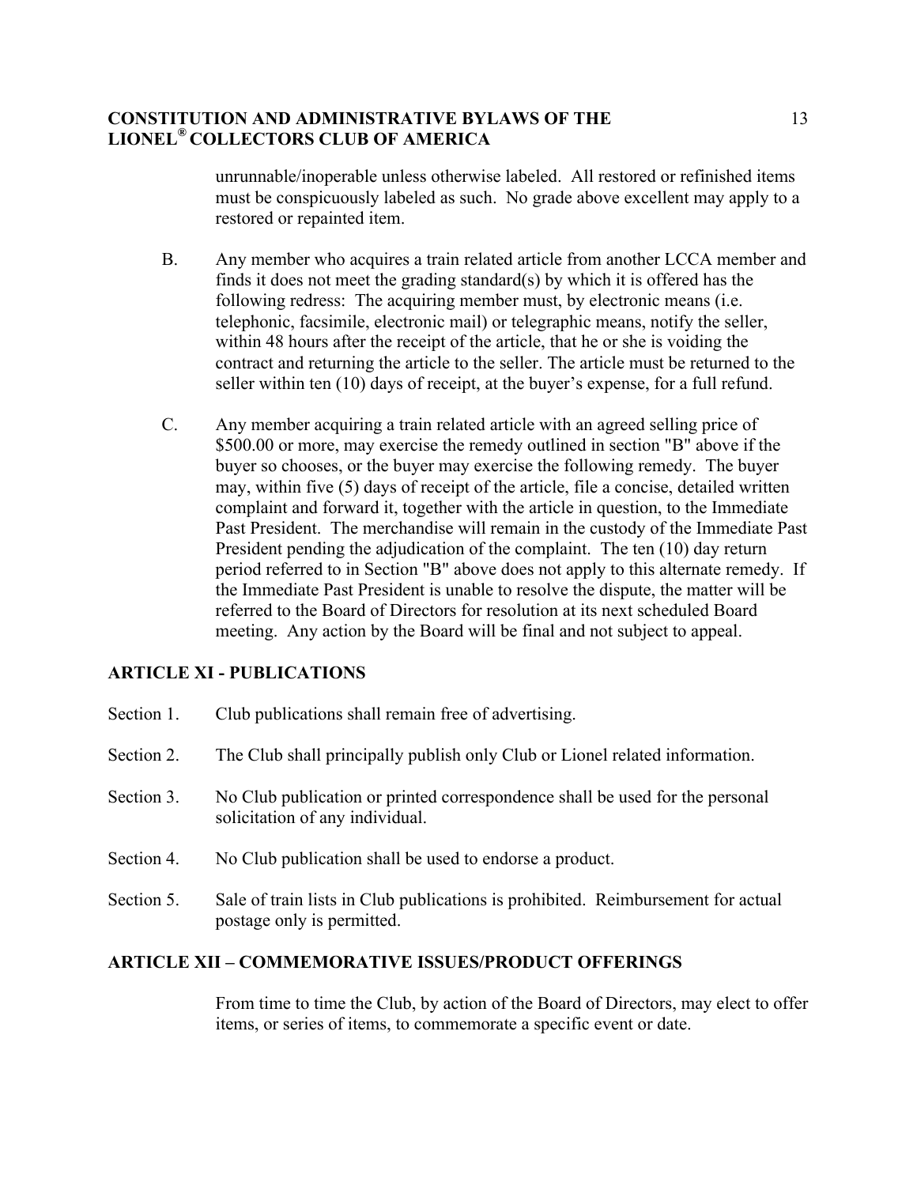unrunnable/inoperable unless otherwise labeled. All restored or refinished items must be conspicuously labeled as such. No grade above excellent may apply to a restored or repainted item.

B. Any member who acquires a train related article from another LCCA member and finds it does not meet the grading standard(s) by which it is offered has the following redress: The acquiring member must, by electronic means (i.e. telephonic, facsimile, electronic mail) or telegraphic means, notify the seller, within 48 hours after the receipt of the article, that he or she is voiding the contract and returning the article to the seller. The article must be returned to the seller within ten (10) days of receipt, at the buyer's expense, for a full refund.

C. Any member acquiring a train related article with an agreed selling price of $500.00 or more, may exercise the remedy outlined in section "B" above if the buyer so chooses, or the buyer may exercise the following remedy. The buyer may, within five (5) days of receipt of the article, file a concise, detailed written complaint and forward it, together with the article in question, to the Immediate Past President. The merchandise will remain in the custody of the Immediate Past President pending the adjudication of the complaint. The ten (10) day return period referred to in Section "B" above does not apply to this alternate remedy. If the Immediate Past President is unable to resolve the dispute, the matter will be referred to the Board of Directors for resolution at its next scheduled Board meeting. Any action by the Board will be final and not subject to appeal.

## ARTICLE XI - PUBLICATIONS

Section 1. Club publications shall remain free of advertising.

Section 2. The Club shall principally publish only Club or Lionel related information.

Section 3. No Club publication or printed correspondence shall be used for the personal solicitation of any individual.

Section 4. No Club publication shall be used to endorse a product.

Section 5. Sale of train lists in Club publications is prohibited. Reimbursement for actual postage only is permitted.

## ARTICLE XII – COMMEMORATIVE ISSUES/PRODUCT OFFERINGS

From time to time the Club, by action of the Board of Directors, may elect to offer items, or series of items, to commemorate a specific event or date.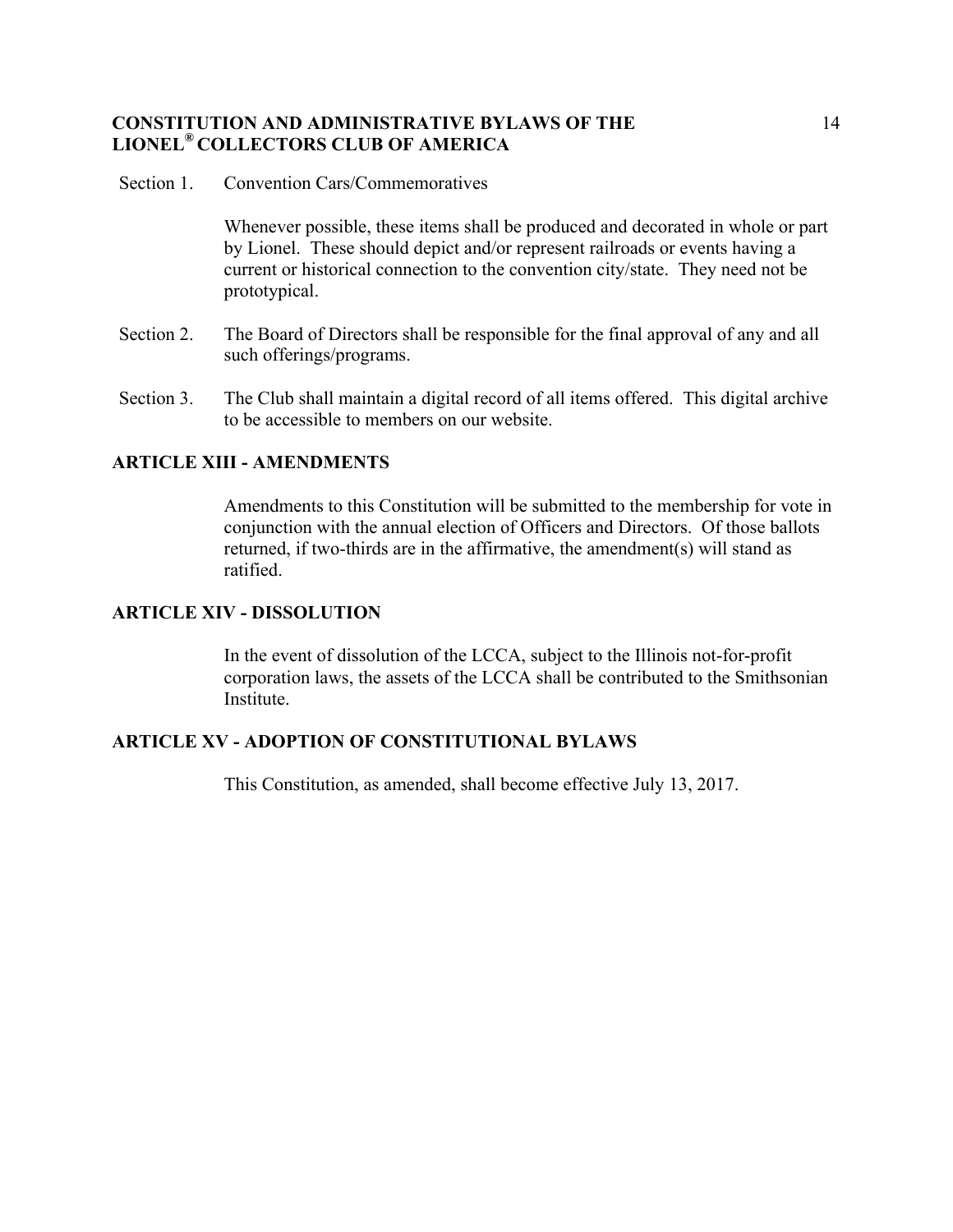Section 1. Convention Cars/Commemoratives

Whenever possible, these items shall be produced and decorated in whole or part by Lionel. These should depict and/or represent railroads or events having a current or historical connection to the convention city/state. They need not be prototypical.

Section 2. The Board of Directors shall be responsible for the final approval of any and all such offerings/programs.

Section 3. The Club shall maintain a digital record of all items offered. This digital archive to be accessible to members on our website.

## ARTICLE XIII - AMENDMENTS

Amendments to this Constitution will be submitted to the membership for vote in conjunction with the annual election of Officers and Directors. Of those ballots returned, if two-thirds are in the affirmative, the amendment(s) will stand as ratified.

## ARTICLE XIV - DISSOLUTION

In the event of dissolution of the LCCA, subject to the Illinois not-for-profit corporation laws, the assets of the LCCA shall be contributed to the Smithsonian Institute.

## ARTICLE XV - ADOPTION OF CONSTITUTIONAL BYLAWS

This Constitution, as amended, shall become effective July 13, 2017.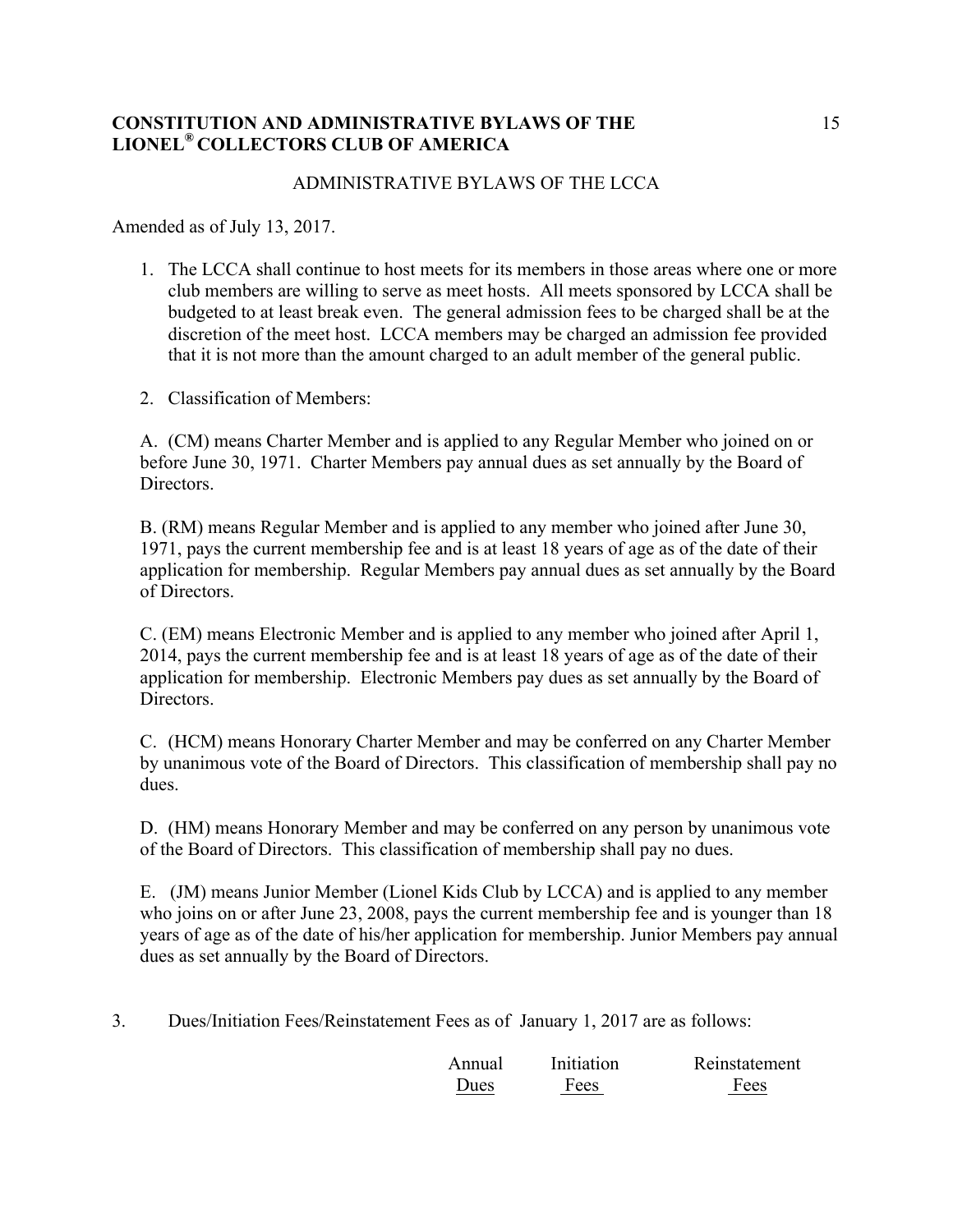**CONSTITUTION AND ADMINISTRATIVE BYLAWS OF THE LIONEL® COLLECTORS CLUB OF AMERICA**

ADMINISTRATIVE BYLAWS OF THE LCCA

Amended as of July 13, 2017.

1. The LCCA shall continue to host meets for its members in those areas where one or more club members are willing to serve as meet hosts. All meets sponsored by LCCA shall be budgeted to at least break even. The general admission fees to be charged shall be at the discretion of the meet host. LCCA members may be charged an admission fee provided that it is not more than the amount charged to an adult member of the general public.

2. Classification of Members:

A. (CM) means Charter Member and is applied to any Regular Member who joined on or before June 30, 1971. Charter Members pay annual dues as set annually by the Board of Directors.

B. (RM) means Regular Member and is applied to any member who joined after June 30, 1971, pays the current membership fee and is at least 18 years of age as of the date of their application for membership. Regular Members pay annual dues as set annually by the Board of Directors.

C. (EM) means Electronic Member and is applied to any member who joined after April 1, 2014, pays the current membership fee and is at least 18 years of age as of the date of their application for membership. Electronic Members pay dues as set annually by the Board of Directors.

C. (HCM) means Honorary Charter Member and may be conferred on any Charter Member by unanimous vote of the Board of Directors. This classification of membership shall pay no dues.

D. (HM) means Honorary Member and may be conferred on any person by unanimous vote of the Board of Directors. This classification of membership shall pay no dues.

E. (JM) means Junior Member (Lionel Kids Club by LCCA) and is applied to any member who joins on or after June 23, 2008, pays the current membership fee and is younger than 18 years of age as of the date of his/her application for membership. Junior Members pay annual dues as set annually by the Board of Directors.

3. Dues/Initiation Fees/Reinstatement Fees as of January 1, 2017 are as follows:

| | Annual Dues | Initiation Fees | Reinstatement Fees |
|---|---|---|---|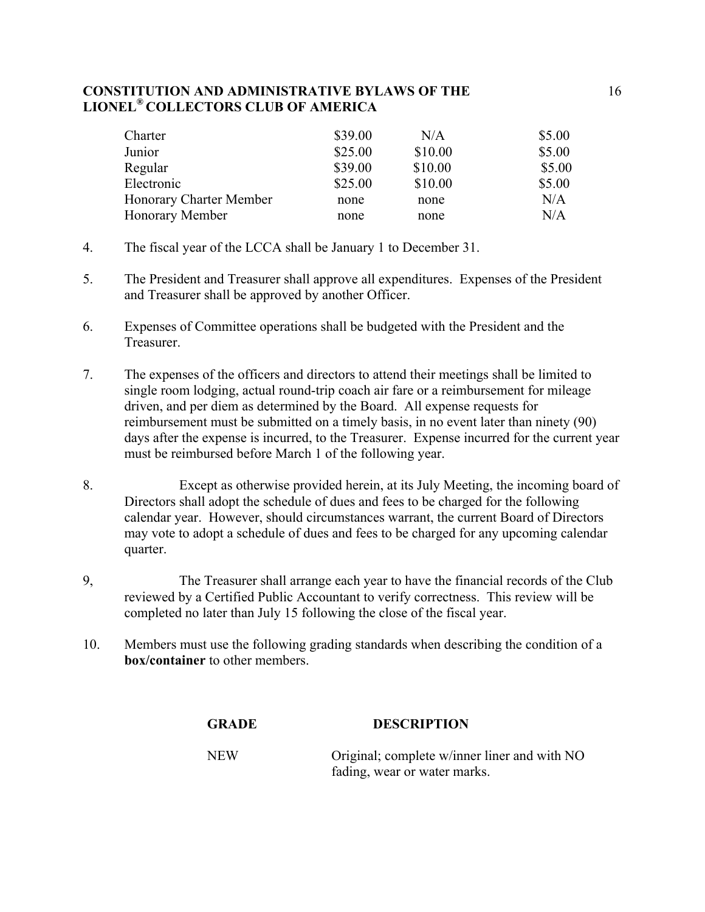| | | | |
|---|---|---|---|
| Charter | \$39.00 | N/A | \$5.00 |
| Junior | \$25.00 | \$10.00 | \$5.00 |
| Regular | \$39.00 | \$10.00 | \$5.00 |
| Electronic | \$25.00 | \$10.00 | \$5.00 |
| Honorary Charter Member | none | none | N/A |
| Honorary Member | none | none | N/A |

4. The fiscal year of the LCCA shall be January 1 to December 31.

5. The President and Treasurer shall approve all expenditures. Expenses of the President and Treasurer shall be approved by another Officer.

6. Expenses of Committee operations shall be budgeted with the President and the Treasurer.

7. The expenses of the officers and directors to attend their meetings shall be limited to single room lodging, actual round-trip coach air fare or a reimbursement for mileage driven, and per diem as determined by the Board. All expense requests for reimbursement must be submitted on a timely basis, in no event later than ninety (90) days after the expense is incurred, to the Treasurer. Expense incurred for the current year must be reimbursed before March 1 of the following year.

8. Except as otherwise provided herein, at its July Meeting, the incoming board of Directors shall adopt the schedule of dues and fees to be charged for the following calendar year. However, should circumstances warrant, the current Board of Directors may vote to adopt a schedule of dues and fees to be charged for any upcoming calendar quarter.

9, The Treasurer shall arrange each year to have the financial records of the Club reviewed by a Certified Public Accountant to verify correctness. This review will be completed no later than July 15 following the close of the fiscal year.

10. Members must use the following grading standards when describing the condition of a **box/container** to other members.

| **GRADE** | **DESCRIPTION** |
|---|---|
| NEW | Original; complete w/inner liner and with NO fading, wear or water marks. |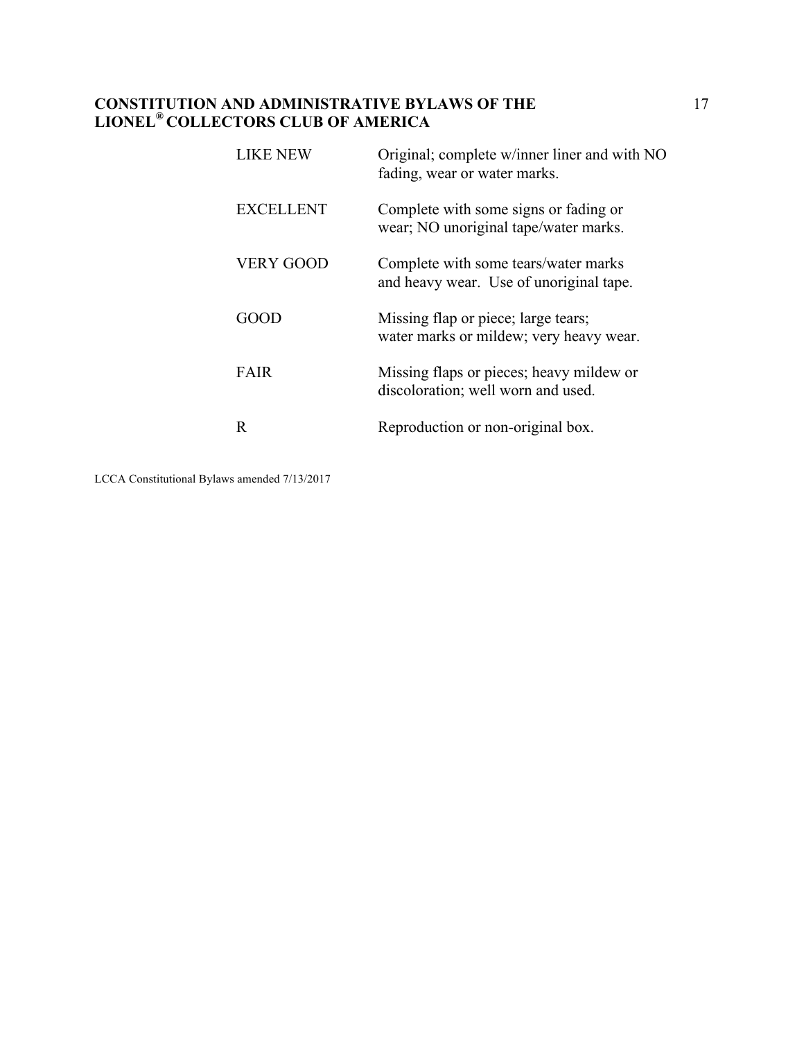| | |
|---|---|
| LIKE NEW | Original; complete w/inner liner and with NO fading, wear or water marks. |
| EXCELLENT | Complete with some signs or fading or wear; NO unoriginal tape/water marks. |
| VERY GOOD | Complete with some tears/water marks and heavy wear. Use of unoriginal tape. |
| GOOD | Missing flap or piece; large tears; water marks or mildew; very heavy wear. |
| FAIR | Missing flaps or pieces; heavy mildew or discoloration; well worn and used. |
| R | Reproduction or non-original box. |

LCCA Constitutional Bylaws amended 7/13/2017